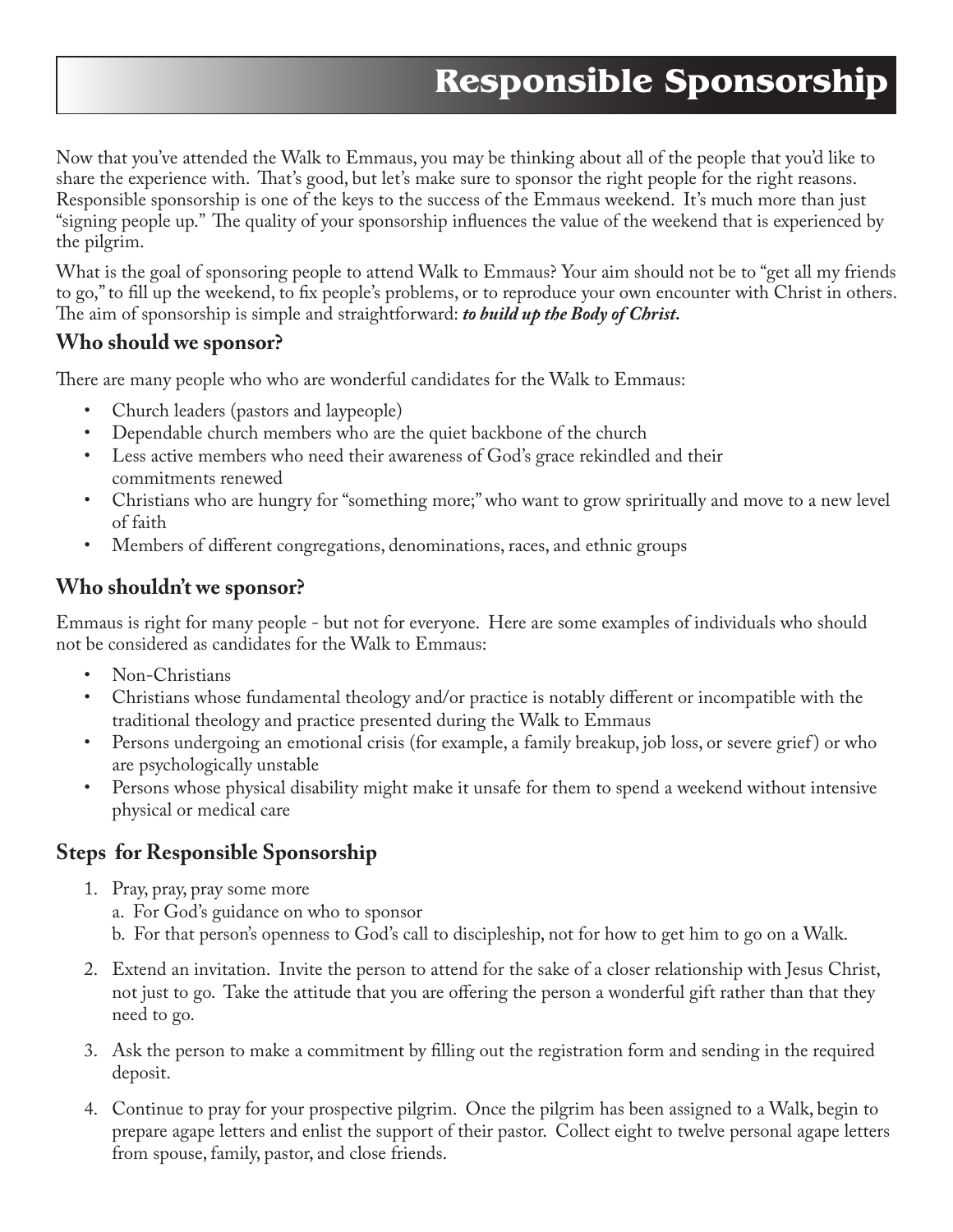# Responsible Sponsorship

Now that you've attended the Walk to Emmaus, you may be thinking about all of the people that you'd like to share the experience with. That's good, but let's make sure to sponsor the right people for the right reasons. Responsible sponsorship is one of the keys to the success of the Emmaus weekend. It's much more than just "signing people up." The quality of your sponsorship influences the value of the weekend that is experienced by the pilgrim.

What is the goal of sponsoring people to attend Walk to Emmaus? Your aim should not be to "get all my friends to go," to fill up the weekend, to fix people's problems, or to reproduce your own encounter with Christ in others. The aim of sponsorship is simple and straightforward: ***to build up the Body of Christ.***

## Who should we sponsor?

There are many people who who are wonderful candidates for the Walk to Emmaus:

- Church leaders (pastors and laypeople)
- Dependable church members who are the quiet backbone of the church
- Less active members who need their awareness of God's grace rekindled and their commitments renewed
- Christians who are hungry for "something more;" who want to grow sprpiritually and move to a new level of faith
- Members of different congregations, denominations, races, and ethnic groups

## Who shouldn't we sponsor?

Emmaus is right for many people - but not for everyone. Here are some examples of individuals who should not be considered as candidates for the Walk to Emmaus:

- Non-Christians
- Christians whose fundamental theology and/or practice is notably different or incompatible with the traditional theology and practice presented during the Walk to Emmaus
- Persons undergoing an emotional crisis (for example, a family breakup, job loss, or severe grief) or who are psychologically unstable
- Persons whose physical disability might make it unsafe for them to spend a weekend without intensive physical or medical care

## Steps for Responsible Sponsorship

1. Pray, pray, pray some more
   a. For God's guidance on who to sponsor
   b. For that person's openness to God's call to discipleship, not for how to get him to go on a Walk.
2. Extend an invitation. Invite the person to attend for the sake of a closer relationship with Jesus Christ, not just to go. Take the attitude that you are offering the person a wonderful gift rather than that they need to go.
3. Ask the person to make a commitment by filling out the registration form and sending in the required deposit.
4. Continue to pray for your prospective pilgrim. Once the pilgrim has been assigned to a Walk, begin to prepare agape letters and enlist the support of their pastor. Collect eight to twelve personal agape letters from spouse, family, pastor, and close friends.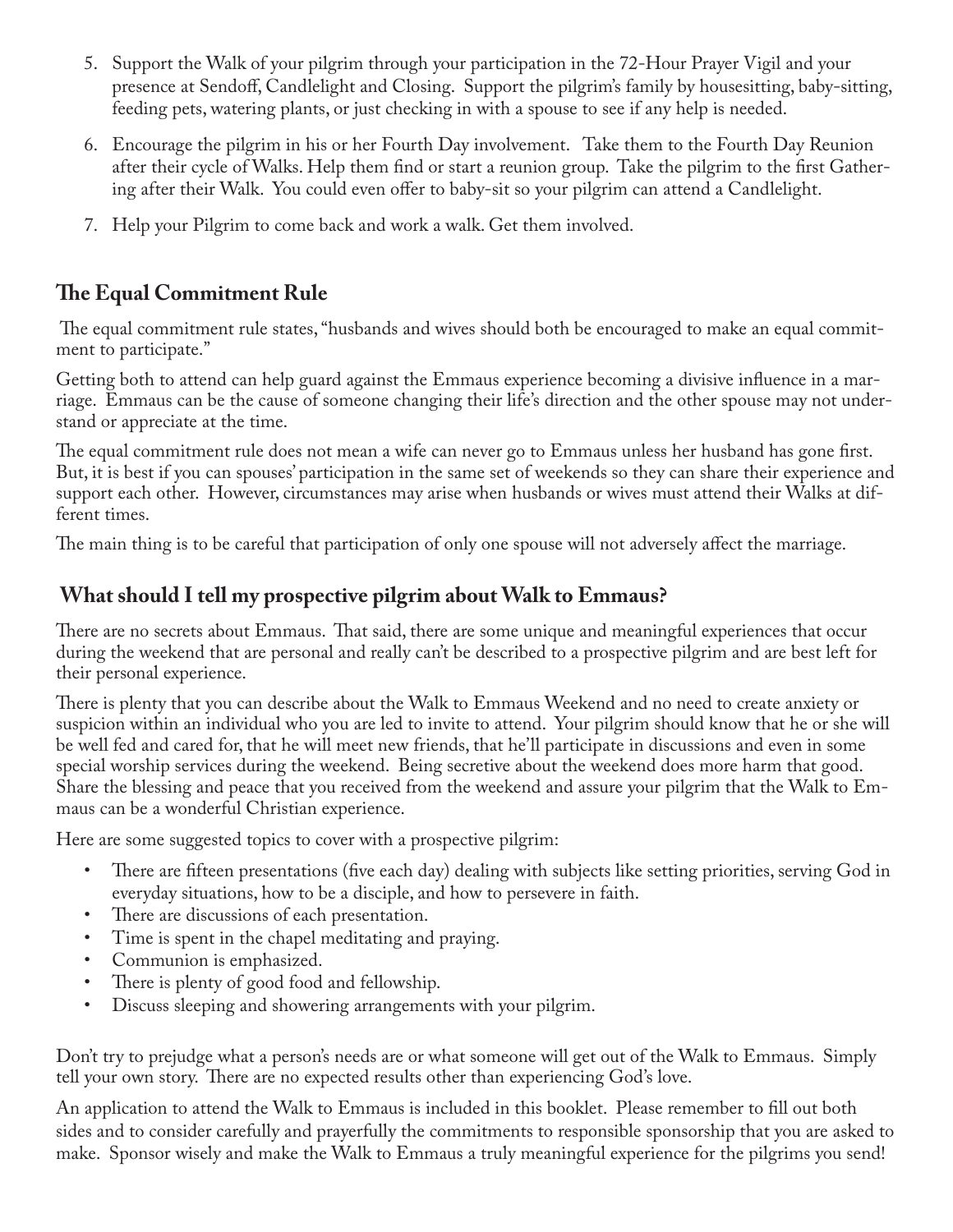5. Support the Walk of your pilgrim through your participation in the 72-Hour Prayer Vigil and your presence at Sendoff, Candlelight and Closing. Support the pilgrim's family by housesitting, baby-sitting, feeding pets, watering plants, or just checking in with a spouse to see if any help is needed.

6. Encourage the pilgrim in his or her Fourth Day involvement. Take them to the Fourth Day Reunion after their cycle of Walks. Help them find or start a reunion group. Take the pilgrim to the first Gathering after their Walk. You could even offer to baby-sit so your pilgrim can attend a Candlelight.

7. Help your Pilgrim to come back and work a walk. Get them involved.

## The Equal Commitment Rule

The equal commitment rule states, "husbands and wives should both be encouraged to make an equal commitment to participate."

Getting both to attend can help guard against the Emmaus experience becoming a divisive influence in a marriage. Emmaus can be the cause of someone changing their life's direction and the other spouse may not understand or appreciate at the time.

The equal commitment rule does not mean a wife can never go to Emmaus unless her husband has gone first. But, it is best if you can spouses' participation in the same set of weekends so they can share their experience and support each other. However, circumstances may arise when husbands or wives must attend their Walks at different times.

The main thing is to be careful that participation of only one spouse will not adversely affect the marriage.

## What should I tell my prospective pilgrim about Walk to Emmaus?

There are no secrets about Emmaus. That said, there are some unique and meaningful experiences that occur during the weekend that are personal and really can't be described to a prospective pilgrim and are best left for their personal experience.

There is plenty that you can describe about the Walk to Emmaus Weekend and no need to create anxiety or suspicion within an individual who you are led to invite to attend. Your pilgrim should know that he or she will be well fed and cared for, that he will meet new friends, that he'll participate in discussions and even in some special worship services during the weekend. Being secretive about the weekend does more harm that good. Share the blessing and peace that you received from the weekend and assure your pilgrim that the Walk to Emmaus can be a wonderful Christian experience.

Here are some suggested topics to cover with a prospective pilgrim:

- There are fifteen presentations (five each day) dealing with subjects like setting priorities, serving God in everyday situations, how to be a disciple, and how to persevere in faith.
- There are discussions of each presentation.
- Time is spent in the chapel meditating and praying.
- Communion is emphasized.
- There is plenty of good food and fellowship.
- Discuss sleeping and showering arrangements with your pilgrim.

Don't try to prejudge what a person's needs are or what someone will get out of the Walk to Emmaus. Simply tell your own story. There are no expected results other than experiencing God's love.

An application to attend the Walk to Emmaus is included in this booklet. Please remember to fill out both sides and to consider carefully and prayerfully the commitments to responsible sponsorship that you are asked to make. Sponsor wisely and make the Walk to Emmaus a truly meaningful experience for the pilgrims you send!